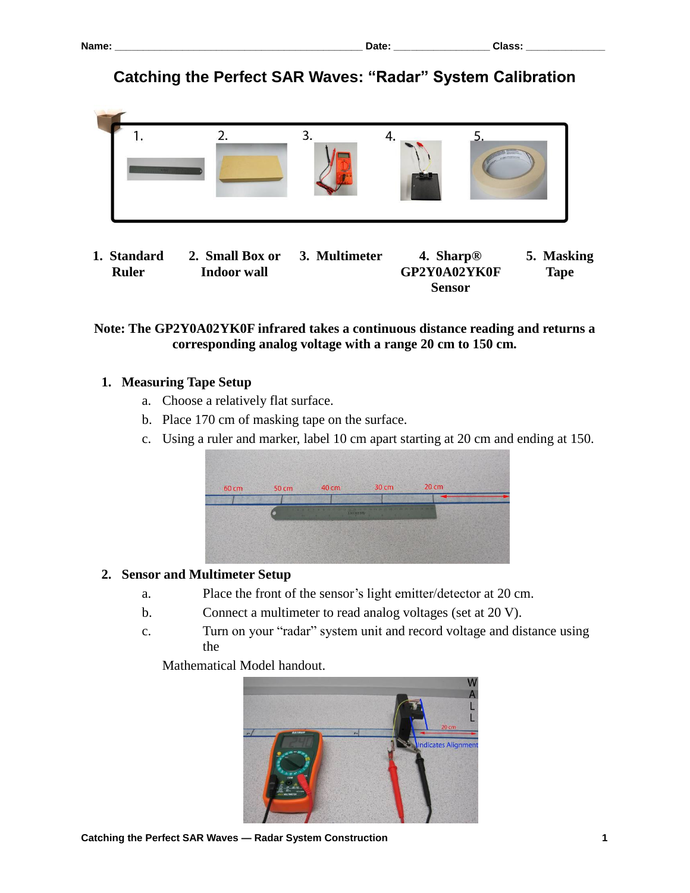Name: _______________________________________________ Date: __________________ Class: _______________

# Catching the Perfect SAR Waves: "Radar" System Calibration

1. Standard Ruler
2. Small Box or Indoor wall
3. Multimeter
4. Sharp® GP2Y0A02YK0F Sensor
5. Masking Tape

**Note: The GP2Y0A02YK0F infrared takes a continuous distance reading and returns a corresponding analog voltage with a range 20 cm to 150 cm.**

1. **Measuring Tape Setup**
   a. Choose a relatively flat surface.
   b. Place 170 cm of masking tape on the surface.
   c. Using a ruler and marker, label 10 cm apart starting at 20 cm and ending at 150.

60 cm 50 cm 40 cm 30 cm 20 cm

2. **Sensor and Multimeter Setup**
   a. Place the front of the sensor's light emitter/detector at 20 cm.
   b. Connect a multimeter to read analog voltages (set at 20 V).
   c. Turn on your "radar" system unit and record voltage and distance using the Mathematical Model handout.

WALL
20 cm
Indicates Alignment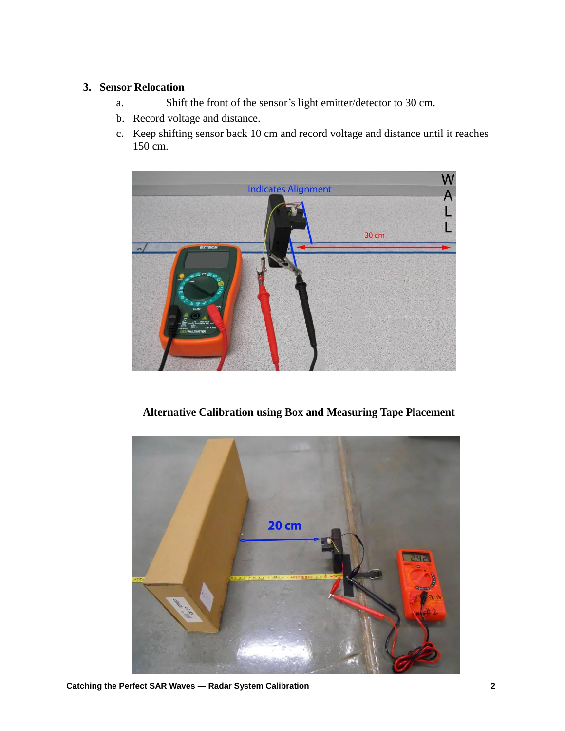3. **Sensor Relocation**
   a. Shift the front of the sensor's light emitter/detector to 30 cm.
   b. Record voltage and distance.
   c. Keep shifting sensor back 10 cm and record voltage and distance until it reaches 150 cm.

**Alternative Calibration using Box and Measuring Tape Placement**